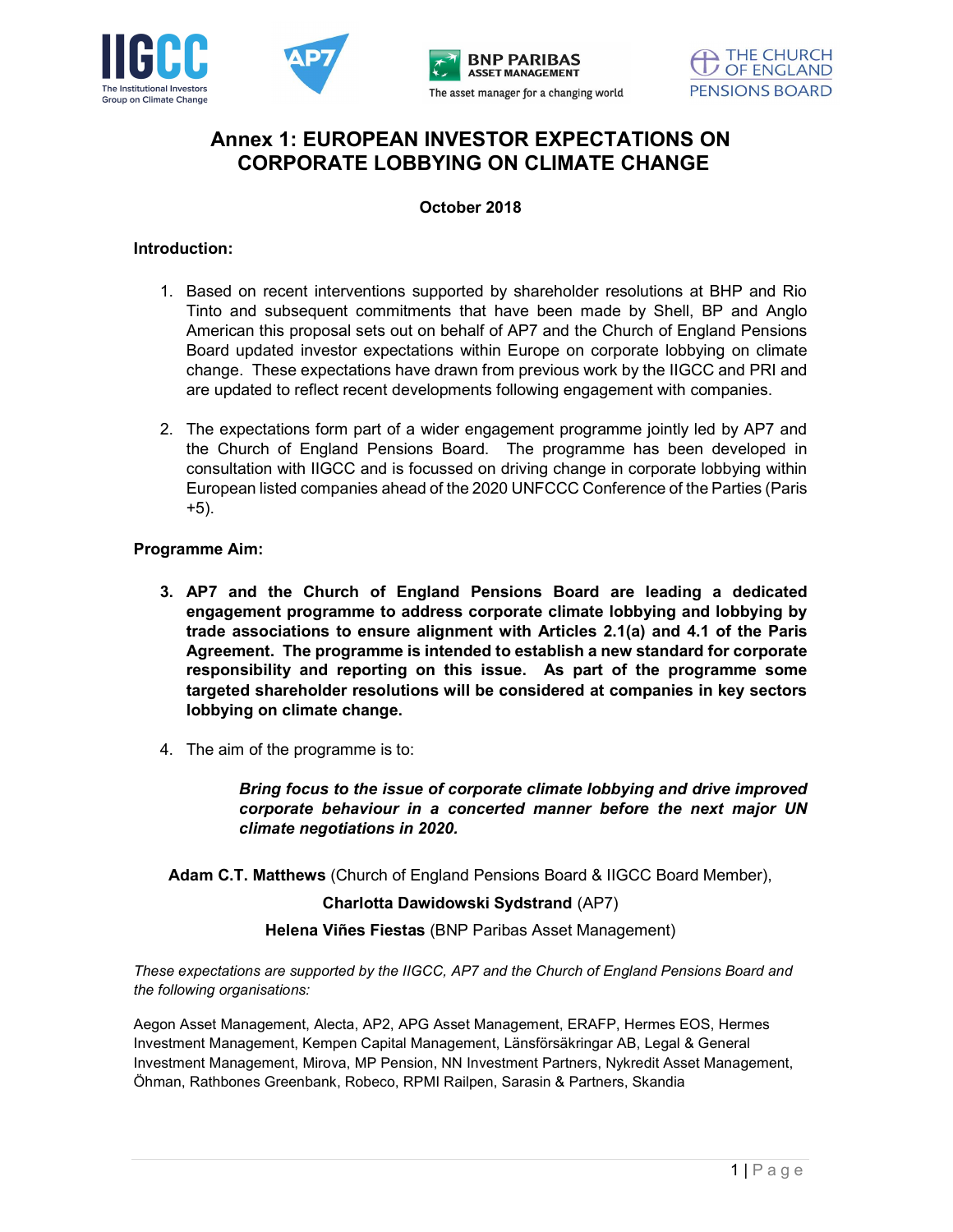# Annex 1: EUROPEAN INVESTOR EXPECTATIONS ON CORPORATE LOBBYING ON CLIMATE CHANGE

**October 2018**

**Introduction:**

1. Based on recent interventions supported by shareholder resolutions at BHP and Rio Tinto and subsequent commitments that have been made by Shell, BP and Anglo American this proposal sets out on behalf of AP7 and the Church of England Pensions Board updated investor expectations within Europe on corporate lobbying on climate change. These expectations have drawn from previous work by the IIGCC and PRI and are updated to reflect recent developments following engagement with companies.

2. The expectations form part of a wider engagement programme jointly led by AP7 and the Church of England Pensions Board. The programme has been developed in consultation with IIGCC and is focussed on driving change in corporate lobbying within European listed companies ahead of the 2020 UNFCCC Conference of the Parties (Paris +5).

**Programme Aim:**

3. **AP7 and the Church of England Pensions Board are leading a dedicated engagement programme to address corporate climate lobbying and lobbying by trade associations to ensure alignment with Articles 2.1(a) and 4.1 of the Paris Agreement. The programme is intended to establish a new standard for corporate responsibility and reporting on this issue. As part of the programme some targeted shareholder resolutions will be considered at companies in key sectors lobbying on climate change.**

4. The aim of the programme is to:

   ***Bring focus to the issue of corporate climate lobbying and drive improved corporate behaviour in a concerted manner before the next major UN climate negotiations in 2020.***

**Adam C.T. Matthews** (Church of England Pensions Board & IIGCC Board Member),

**Charlotta Dawidowski Sydstrand** (AP7)

**Helena Viñes Fiestas** (BNP Paribas Asset Management)

*These expectations are supported by the IIGCC, AP7 and the Church of England Pensions Board and the following organisations:*

Aegon Asset Management, Alecta, AP2, APG Asset Management, ERAFP, Hermes EOS, Hermes Investment Management, Kempen Capital Management, Länsförsäkringar AB, Legal & General Investment Management, Mirova, MP Pension, NN Investment Partners, Nykredit Asset Management, Öhman, Rathbones Greenbank, Robeco, RPMI Railpen, Sarasin & Partners, Skandia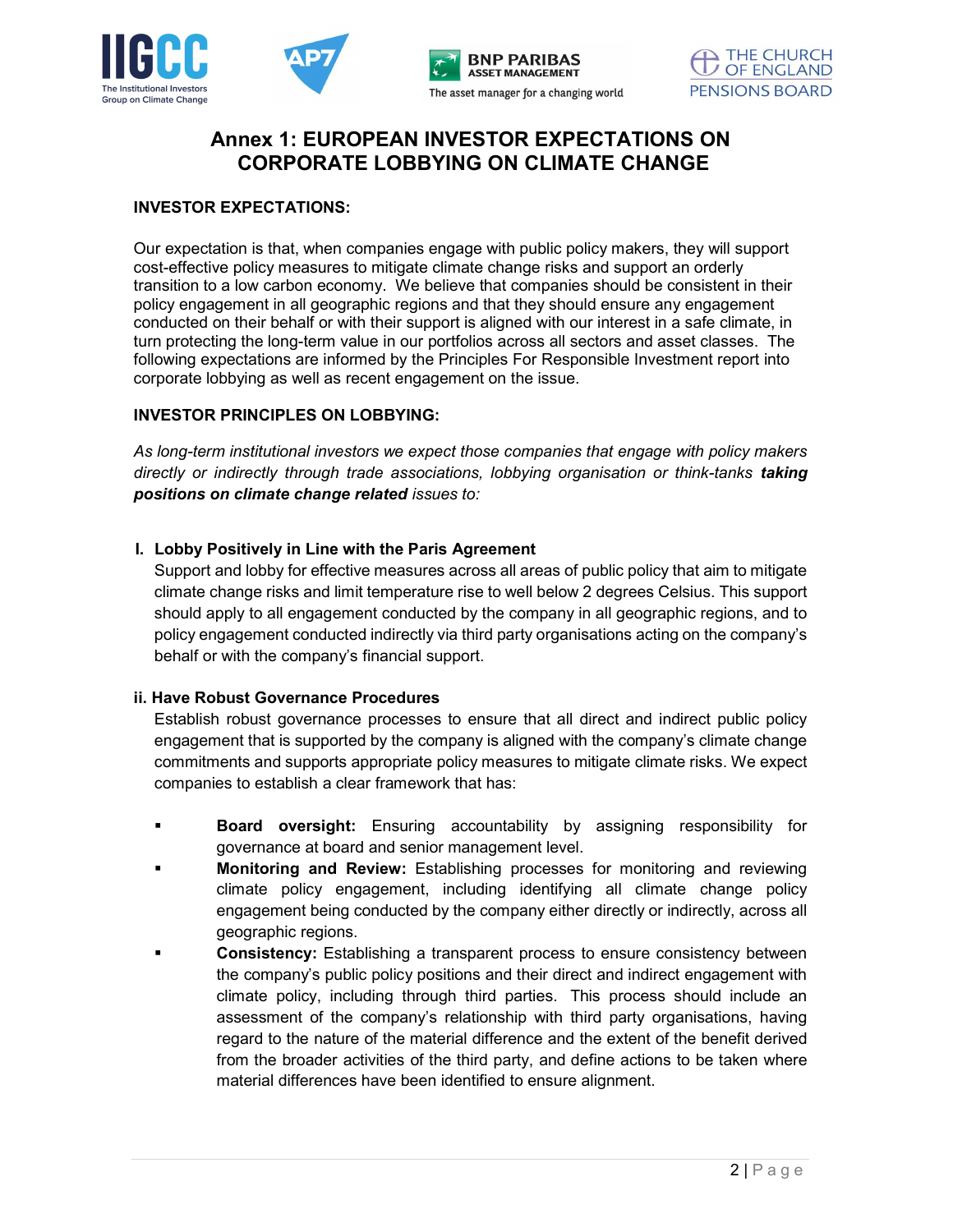# Annex 1: EUROPEAN INVESTOR EXPECTATIONS ON CORPORATE LOBBYING ON CLIMATE CHANGE

**INVESTOR EXPECTATIONS:**

Our expectation is that, when companies engage with public policy makers, they will support cost-effective policy measures to mitigate climate change risks and support an orderly transition to a low carbon economy. We believe that companies should be consistent in their policy engagement in all geographic regions and that they should ensure any engagement conducted on their behalf or with their support is aligned with our interest in a safe climate, in turn protecting the long-term value in our portfolios across all sectors and asset classes. The following expectations are informed by the Principles For Responsible Investment report into corporate lobbying as well as recent engagement on the issue.

**INVESTOR PRINCIPLES ON LOBBYING:**

*As long-term institutional investors we expect those companies that engage with policy makers directly or indirectly through trade associations, lobbying organisation or think-tanks **taking positions on climate change related** issues to:*

**I. Lobby Positively in Line with the Paris Agreement**

Support and lobby for effective measures across all areas of public policy that aim to mitigate climate change risks and limit temperature rise to well below 2 degrees Celsius. This support should apply to all engagement conducted by the company in all geographic regions, and to policy engagement conducted indirectly via third party organisations acting on the company's behalf or with the company's financial support.

**ii. Have Robust Governance Procedures**

Establish robust governance processes to ensure that all direct and indirect public policy engagement that is supported by the company is aligned with the company's climate change commitments and supports appropriate policy measures to mitigate climate risks. We expect companies to establish a clear framework that has:

- **Board oversight:** Ensuring accountability by assigning responsibility for governance at board and senior management level.
- **Monitoring and Review:** Establishing processes for monitoring and reviewing climate policy engagement, including identifying all climate change policy engagement being conducted by the company either directly or indirectly, across all geographic regions.
- **Consistency:** Establishing a transparent process to ensure consistency between the company's public policy positions and their direct and indirect engagement with climate policy, including through third parties. This process should include an assessment of the company's relationship with third party organisations, having regard to the nature of the material difference and the extent of the benefit derived from the broader activities of the third party, and define actions to be taken where material differences have been identified to ensure alignment.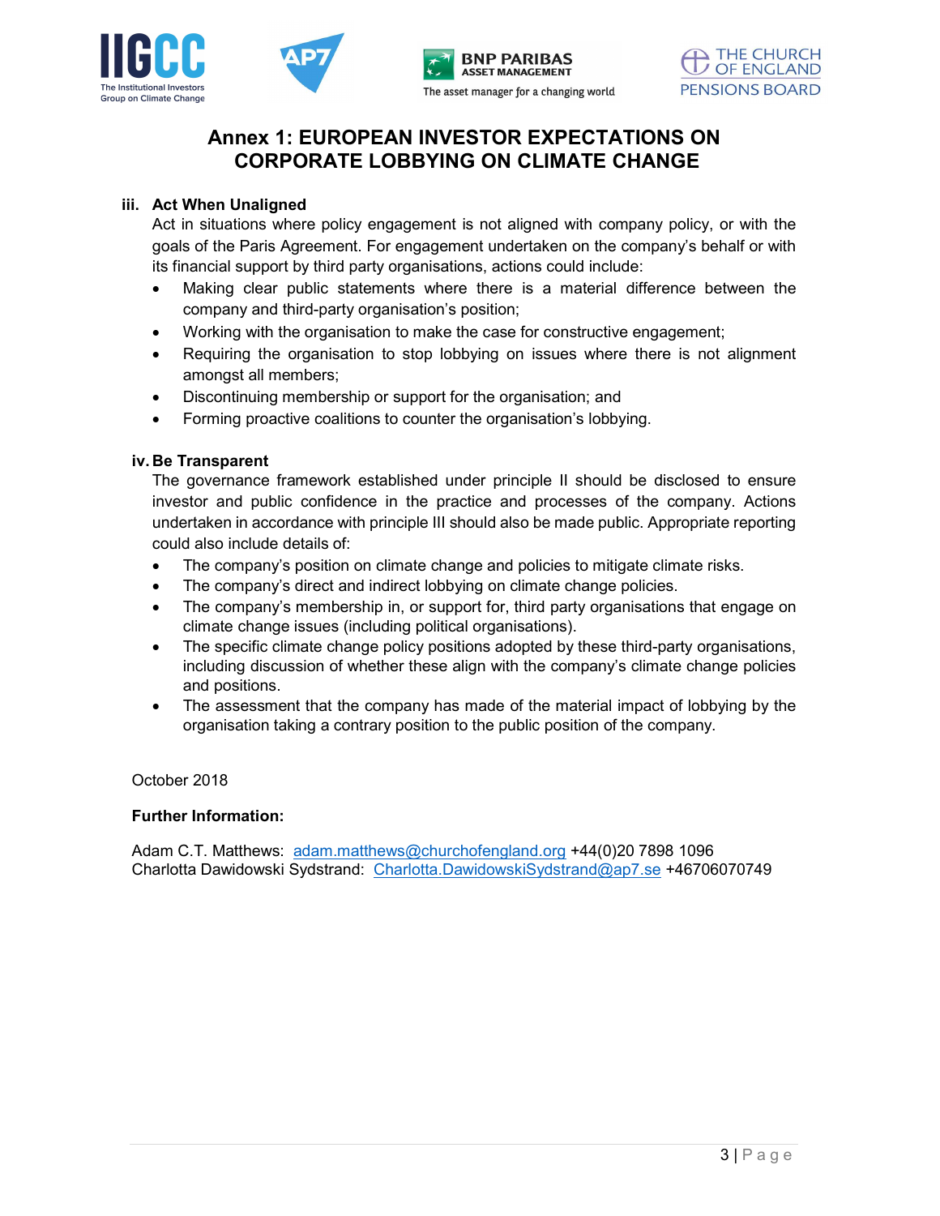# Annex 1: EUROPEAN INVESTOR EXPECTATIONS ON CORPORATE LOBBYING ON CLIMATE CHANGE

### iii. Act When Unaligned

Act in situations where policy engagement is not aligned with company policy, or with the goals of the Paris Agreement. For engagement undertaken on the company's behalf or with its financial support by third party organisations, actions could include:

- Making clear public statements where there is a material difference between the company and third-party organisation's position;
- Working with the organisation to make the case for constructive engagement;
- Requiring the organisation to stop lobbying on issues where there is not alignment amongst all members;
- Discontinuing membership or support for the organisation; and
- Forming proactive coalitions to counter the organisation's lobbying.

### iv. Be Transparent

The governance framework established under principle II should be disclosed to ensure investor and public confidence in the practice and processes of the company. Actions undertaken in accordance with principle III should also be made public. Appropriate reporting could also include details of:

- The company's position on climate change and policies to mitigate climate risks.
- The company's direct and indirect lobbying on climate change policies.
- The company's membership in, or support for, third party organisations that engage on climate change issues (including political organisations).
- The specific climate change policy positions adopted by these third-party organisations, including discussion of whether these align with the company's climate change policies and positions.
- The assessment that the company has made of the material impact of lobbying by the organisation taking a contrary position to the public position of the company.

October 2018

**Further Information:**

Adam C.T. Matthews: adam.matthews@churchofengland.org +44(0)20 7898 1096
Charlotta Dawidowski Sydstrand: Charlotta.DawidowskiSydstrand@ap7.se +46706070749